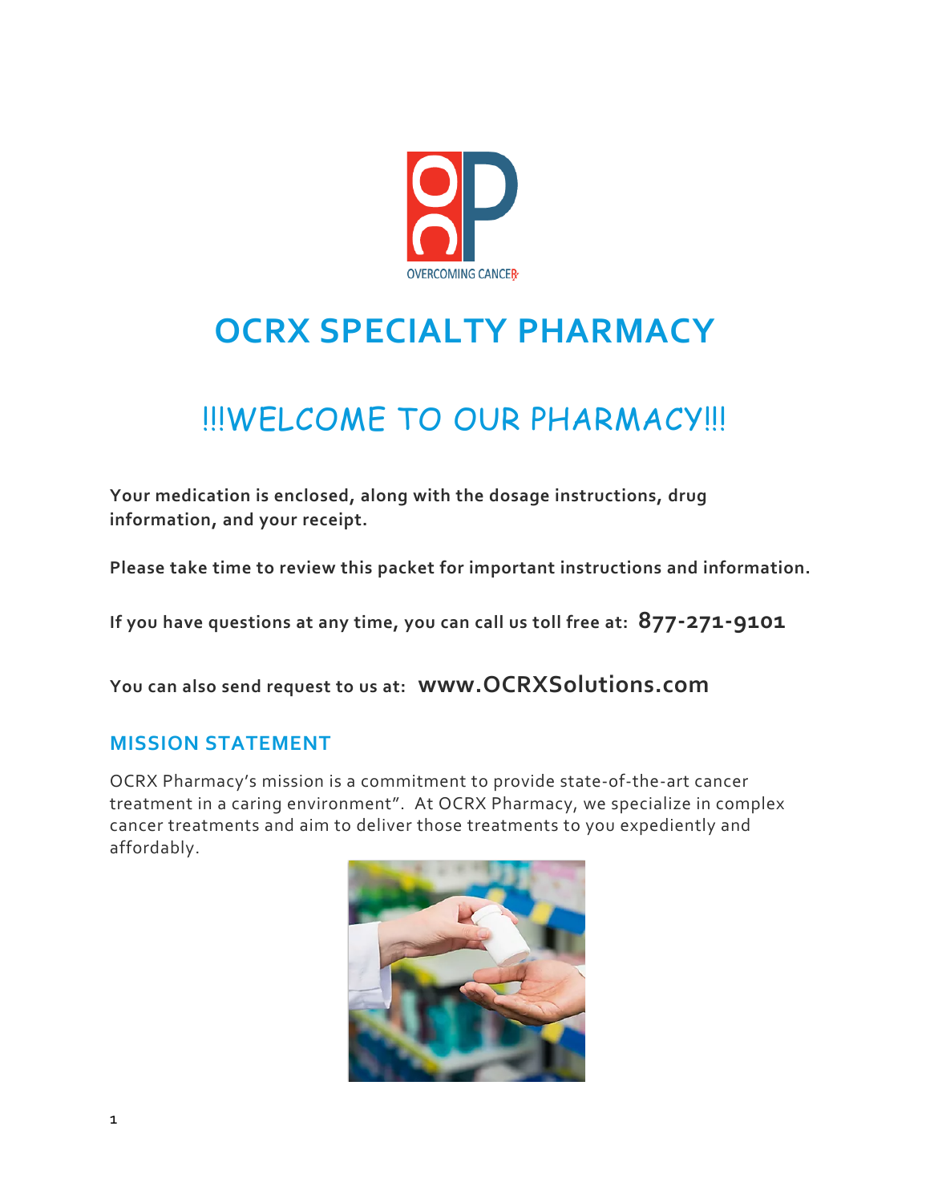# OCRX SPECIALTY PHARMACY

## !!!WELCOME TO OUR PHARMACY!!!

**Your medication is enclosed, along with the dosage instructions, drug information, and your receipt.**

**Please take time to review this packet for important instructions and information.**

**If you have questions at any time, you can call us toll free at: 877-271-9101**

**You can also send request to us at: www.OCRXSolutions.com**

### MISSION STATEMENT

OCRX Pharmacy's mission is a commitment to provide state-of-the-art cancer treatment in a caring environment". At OCRX Pharmacy, we specialize in complex cancer treatments and aim to deliver those treatments to you expediently and affordably.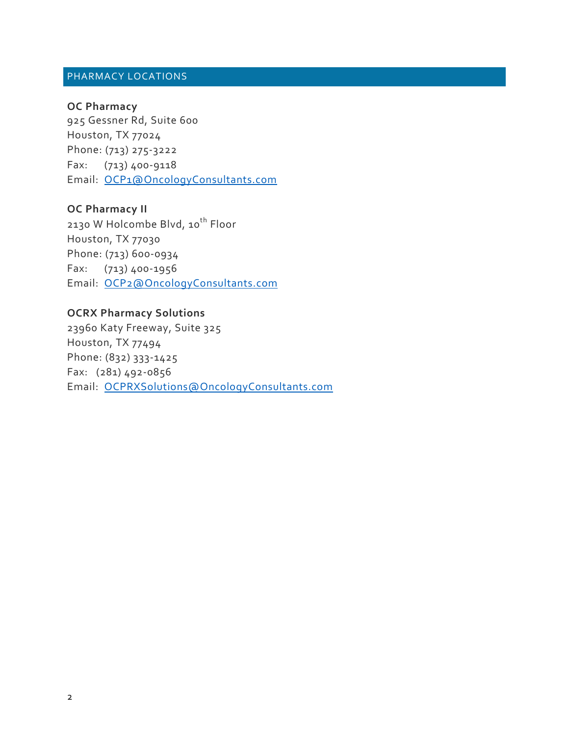## PHARMACY LOCATIONS

**OC Pharmacy**
925 Gessner Rd, Suite 600
Houston, TX 77024
Phone: (713) 275-3222
Fax: (713) 400-9118
Email: OCP1@OncologyConsultants.com

**OC Pharmacy II**
2130 W Holcombe Blvd, 10th Floor
Houston, TX 77030
Phone: (713) 600-0934
Fax: (713) 400-1956
Email: OCP2@OncologyConsultants.com

**OCRX Pharmacy Solutions**
23960 Katy Freeway, Suite 325
Houston, TX 77494
Phone: (832) 333-1425
Fax: (281) 492-0856
Email: OCPRXSolutions@OncologyConsultants.com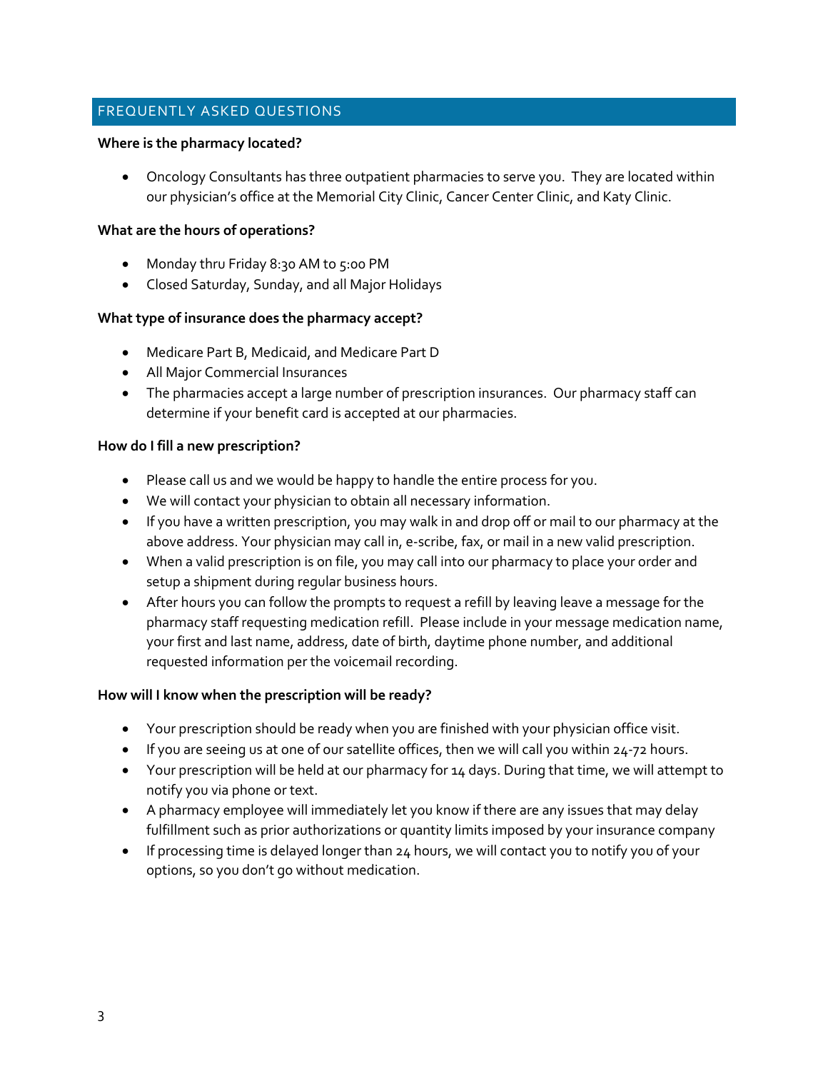## FREQUENTLY ASKED QUESTIONS

**Where is the pharmacy located?**

- Oncology Consultants has three outpatient pharmacies to serve you. They are located within our physician's office at the Memorial City Clinic, Cancer Center Clinic, and Katy Clinic.

**What are the hours of operations?**

- Monday thru Friday 8:30 AM to 5:00 PM
- Closed Saturday, Sunday, and all Major Holidays

**What type of insurance does the pharmacy accept?**

- Medicare Part B, Medicaid, and Medicare Part D
- All Major Commercial Insurances
- The pharmacies accept a large number of prescription insurances. Our pharmacy staff can determine if your benefit card is accepted at our pharmacies.

**How do I fill a new prescription?**

- Please call us and we would be happy to handle the entire process for you.
- We will contact your physician to obtain all necessary information.
- If you have a written prescription, you may walk in and drop off or mail to our pharmacy at the above address. Your physician may call in, e-scribe, fax, or mail in a new valid prescription.
- When a valid prescription is on file, you may call into our pharmacy to place your order and setup a shipment during regular business hours.
- After hours you can follow the prompts to request a refill by leaving leave a message for the pharmacy staff requesting medication refill. Please include in your message medication name, your first and last name, address, date of birth, daytime phone number, and additional requested information per the voicemail recording.

**How will I know when the prescription will be ready?**

- Your prescription should be ready when you are finished with your physician office visit.
- If you are seeing us at one of our satellite offices, then we will call you within 24-72 hours.
- Your prescription will be held at our pharmacy for 14 days. During that time, we will attempt to notify you via phone or text.
- A pharmacy employee will immediately let you know if there are any issues that may delay fulfillment such as prior authorizations or quantity limits imposed by your insurance company
- If processing time is delayed longer than 24 hours, we will contact you to notify you of your options, so you don't go without medication.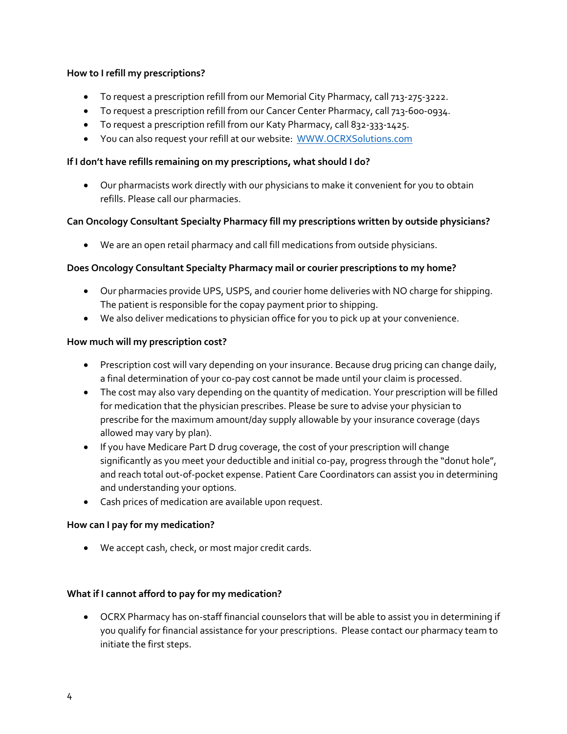**How to I refill my prescriptions?**

- To request a prescription refill from our Memorial City Pharmacy, call 713-275-3222.
- To request a prescription refill from our Cancer Center Pharmacy, call 713-600-0934.
- To request a prescription refill from our Katy Pharmacy, call 832-333-1425.
- You can also request your refill at our website: [WWW.OCRXSolutions.com](http://WWW.OCRXSolutions.com)

**If I don't have refills remaining on my prescriptions, what should I do?**

- Our pharmacists work directly with our physicians to make it convenient for you to obtain refills. Please call our pharmacies.

**Can Oncology Consultant Specialty Pharmacy fill my prescriptions written by outside physicians?**

- We are an open retail pharmacy and call fill medications from outside physicians.

**Does Oncology Consultant Specialty Pharmacy mail or courier prescriptions to my home?**

- Our pharmacies provide UPS, USPS, and courier home deliveries with NO charge for shipping. The patient is responsible for the copay payment prior to shipping.
- We also deliver medications to physician office for you to pick up at your convenience.

**How much will my prescription cost?**

- Prescription cost will vary depending on your insurance. Because drug pricing can change daily, a final determination of your co-pay cost cannot be made until your claim is processed.
- The cost may also vary depending on the quantity of medication. Your prescription will be filled for medication that the physician prescribes. Please be sure to advise your physician to prescribe for the maximum amount/day supply allowable by your insurance coverage (days allowed may vary by plan).
- If you have Medicare Part D drug coverage, the cost of your prescription will change significantly as you meet your deductible and initial co-pay, progress through the "donut hole", and reach total out-of-pocket expense. Patient Care Coordinators can assist you in determining and understanding your options.
- Cash prices of medication are available upon request.

**How can I pay for my medication?**

- We accept cash, check, or most major credit cards.

**What if I cannot afford to pay for my medication?**

- OCRX Pharmacy has on-staff financial counselors that will be able to assist you in determining if you qualify for financial assistance for your prescriptions. Please contact our pharmacy team to initiate the first steps.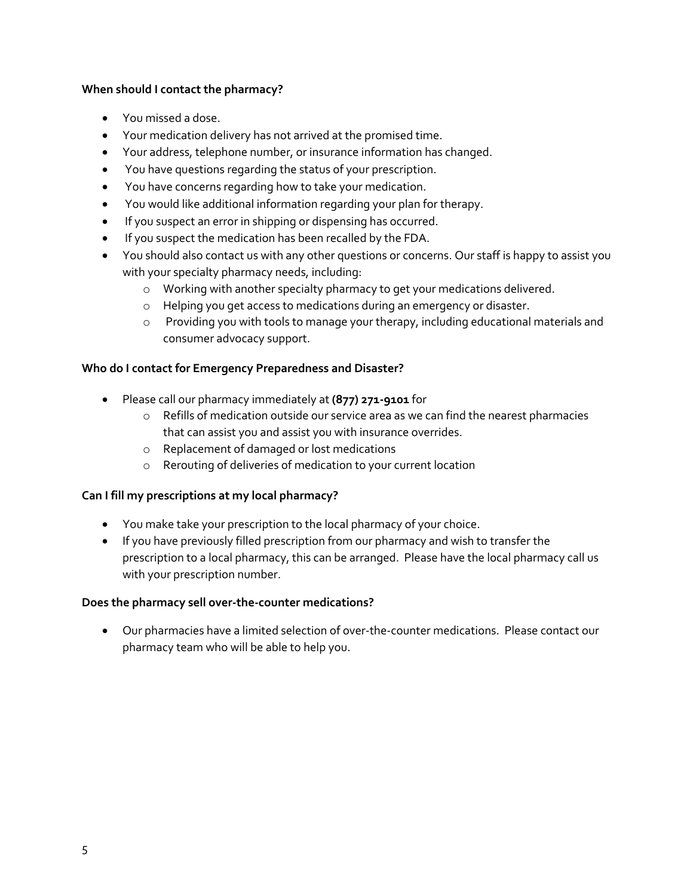**When should I contact the pharmacy?**

- You missed a dose.
- Your medication delivery has not arrived at the promised time.
- Your address, telephone number, or insurance information has changed.
- You have questions regarding the status of your prescription.
- You have concerns regarding how to take your medication.
- You would like additional information regarding your plan for therapy.
- If you suspect an error in shipping or dispensing has occurred.
- If you suspect the medication has been recalled by the FDA.
- You should also contact us with any other questions or concerns. Our staff is happy to assist you with your specialty pharmacy needs, including:
    - Working with another specialty pharmacy to get your medications delivered.
    - Helping you get access to medications during an emergency or disaster.
    - Providing you with tools to manage your therapy, including educational materials and consumer advocacy support.

**Who do I contact for Emergency Preparedness and Disaster?**

- Please call our pharmacy immediately at **(877) 271-9101** for
    - Refills of medication outside our service area as we can find the nearest pharmacies that can assist you and assist you with insurance overrides.
    - Replacement of damaged or lost medications
    - Rerouting of deliveries of medication to your current location

**Can I fill my prescriptions at my local pharmacy?**

- You make take your prescription to the local pharmacy of your choice.
- If you have previously filled prescription from our pharmacy and wish to transfer the prescription to a local pharmacy, this can be arranged. Please have the local pharmacy call us with your prescription number.

**Does the pharmacy sell over-the-counter medications?**

- Our pharmacies have a limited selection of over-the-counter medications. Please contact our pharmacy team who will be able to help you.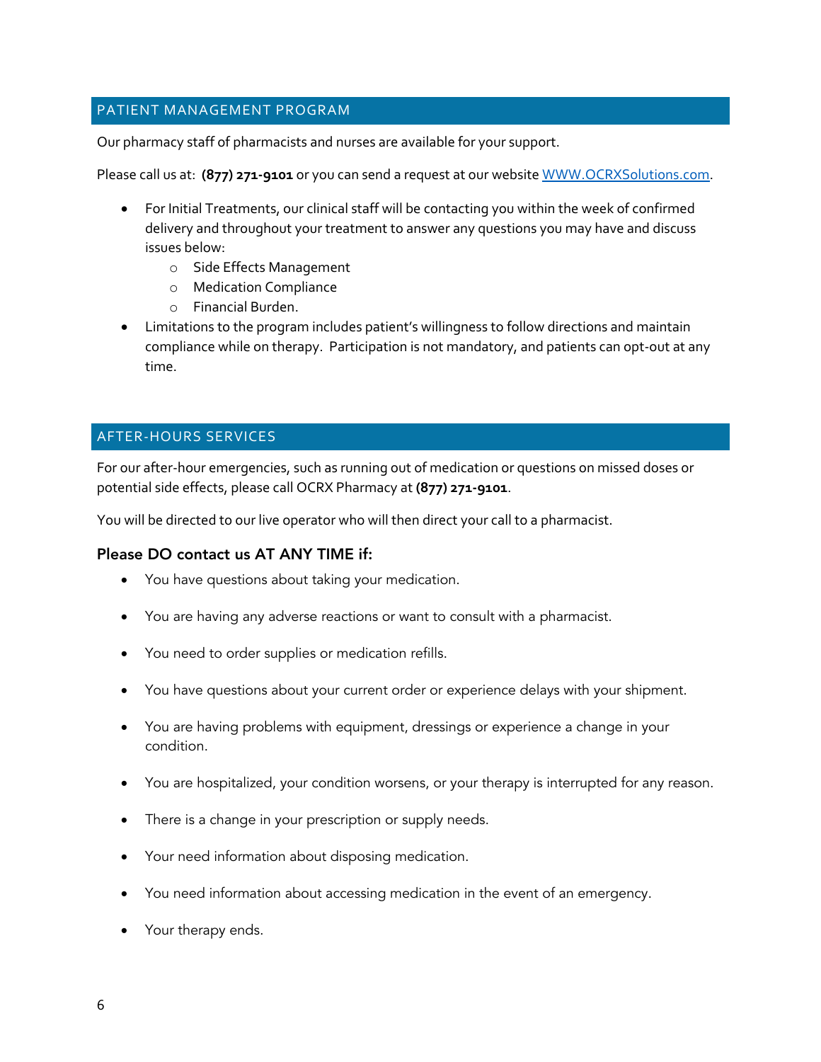## PATIENT MANAGEMENT PROGRAM

Our pharmacy staff of pharmacists and nurses are available for your support.

Please call us at: **(877) 271-9101** or you can send a request at our website [WWW.OCRXSolutions.com](http://WWW.OCRXSolutions.com).

- For Initial Treatments, our clinical staff will be contacting you within the week of confirmed delivery and throughout your treatment to answer any questions you may have and discuss issues below:
  - Side Effects Management
  - Medication Compliance
  - Financial Burden.
- Limitations to the program includes patient's willingness to follow directions and maintain compliance while on therapy. Participation is not mandatory, and patients can opt-out at any time.

## AFTER-HOURS SERVICES

For our after-hour emergencies, such as running out of medication or questions on missed doses or potential side effects, please call OCRX Pharmacy at **(877) 271-9101**.

You will be directed to our live operator who will then direct your call to a pharmacist.

### Please DO contact us AT ANY TIME if:

- You have questions about taking your medication.
- You are having any adverse reactions or want to consult with a pharmacist.
- You need to order supplies or medication refills.
- You have questions about your current order or experience delays with your shipment.
- You are having problems with equipment, dressings or experience a change in your condition.
- You are hospitalized, your condition worsens, or your therapy is interrupted for any reason.
- There is a change in your prescription or supply needs.
- Your need information about disposing medication.
- You need information about accessing medication in the event of an emergency.
- Your therapy ends.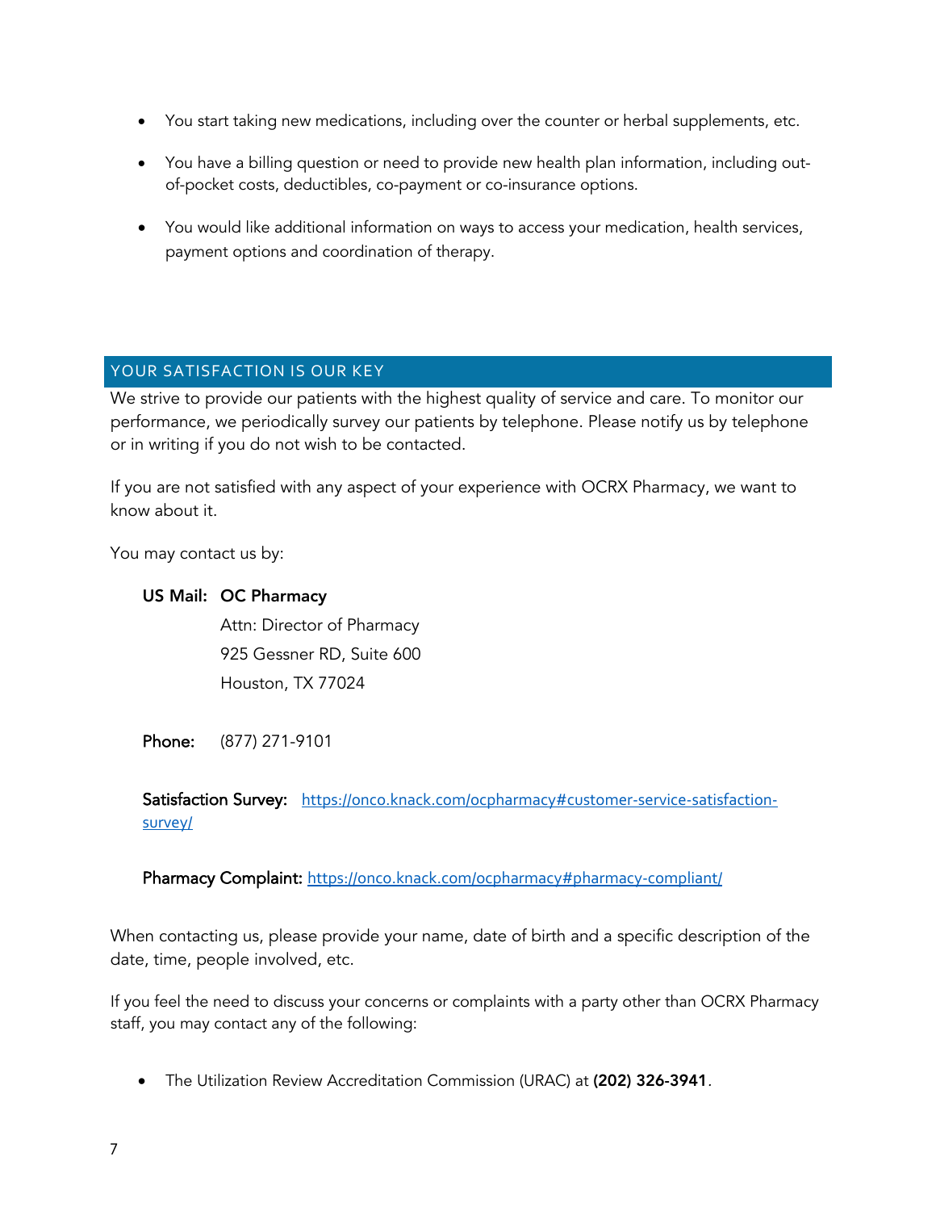- You start taking new medications, including over the counter or herbal supplements, etc.
- You have a billing question or need to provide new health plan information, including out-of-pocket costs, deductibles, co-payment or co-insurance options.
- You would like additional information on ways to access your medication, health services, payment options and coordination of therapy.

## YOUR SATISFACTION IS OUR KEY

We strive to provide our patients with the highest quality of service and care. To monitor our performance, we periodically survey our patients by telephone. Please notify us by telephone or in writing if you do not wish to be contacted.

If you are not satisfied with any aspect of your experience with OCRX Pharmacy, we want to know about it.

You may contact us by:

**US Mail:** **OC Pharmacy**
Attn: Director of Pharmacy
925 Gessner RD, Suite 600
Houston, TX 77024

**Phone:** (877) 271-9101

**Satisfaction Survey:** https://onco.knack.com/ocpharmacy#customer-service-satisfaction-survey/

**Pharmacy Complaint:** https://onco.knack.com/ocpharmacy#pharmacy-compliant/

When contacting us, please provide your name, date of birth and a specific description of the date, time, people involved, etc.

If you feel the need to discuss your concerns or complaints with a party other than OCRX Pharmacy staff, you may contact any of the following:

- The Utilization Review Accreditation Commission (URAC) at **(202) 326-3941**.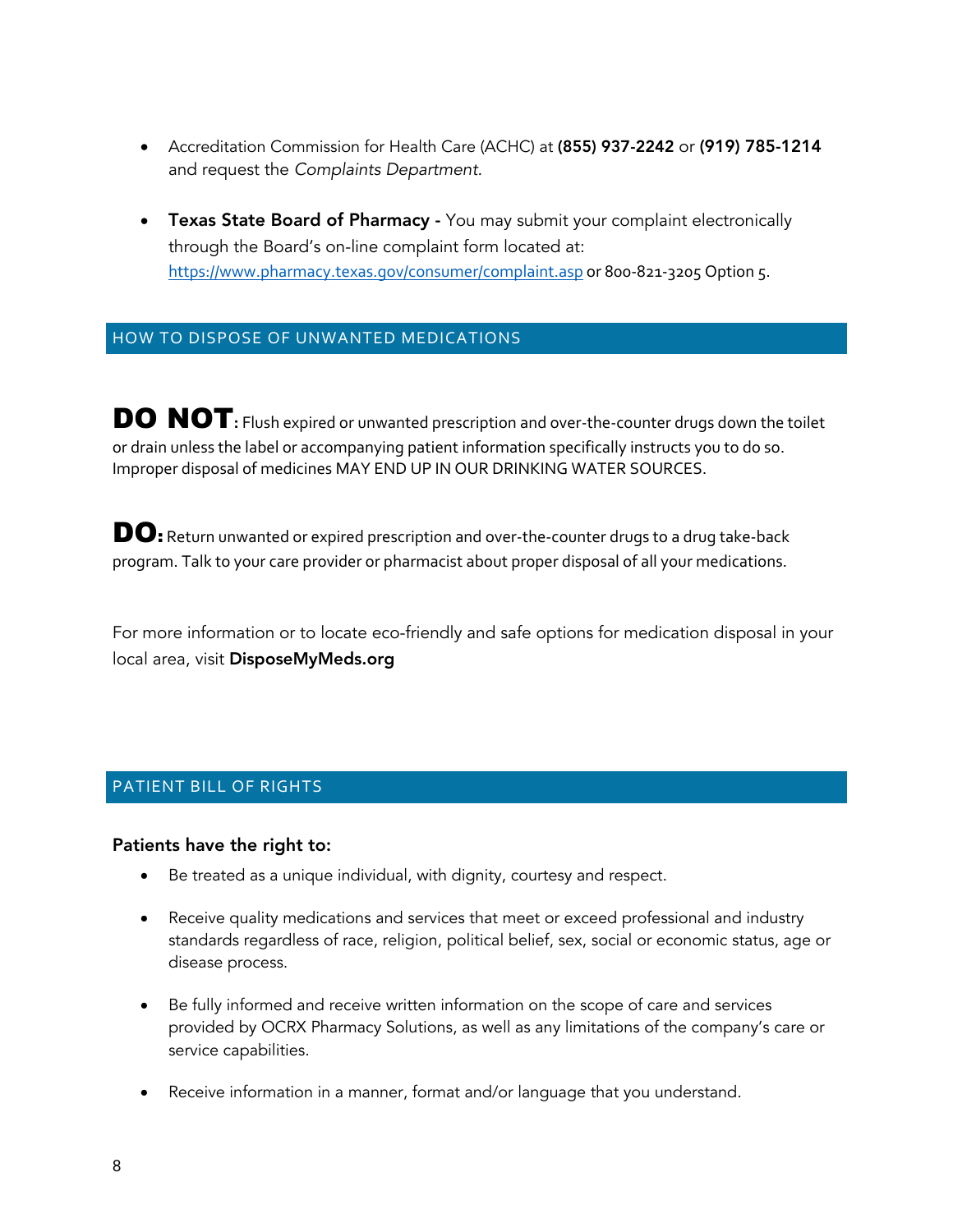- Accreditation Commission for Health Care (ACHC) at **(855) 937-2242** or **(919) 785-1214** and request the *Complaints Department.*

- **Texas State Board of Pharmacy -** You may submit your complaint electronically through the Board's on-line complaint form located at: https://www.pharmacy.texas.gov/consumer/complaint.asp or 800-821-3205 Option 5.

## HOW TO DISPOSE OF UNWANTED MEDICATIONS

**DO NOT**: Flush expired or unwanted prescription and over-the-counter drugs down the toilet or drain unless the label or accompanying patient information specifically instructs you to do so. Improper disposal of medicines MAY END UP IN OUR DRINKING WATER SOURCES.

**DO:** Return unwanted or expired prescription and over-the-counter drugs to a drug take-back program. Talk to your care provider or pharmacist about proper disposal of all your medications.

For more information or to locate eco-friendly and safe options for medication disposal in your local area, visit **DisposeMyMeds.org**

## PATIENT BILL OF RIGHTS

**Patients have the right to:**

- Be treated as a unique individual, with dignity, courtesy and respect.

- Receive quality medications and services that meet or exceed professional and industry standards regardless of race, religion, political belief, sex, social or economic status, age or disease process.

- Be fully informed and receive written information on the scope of care and services provided by OCRX Pharmacy Solutions, as well as any limitations of the company's care or service capabilities.

- Receive information in a manner, format and/or language that you understand.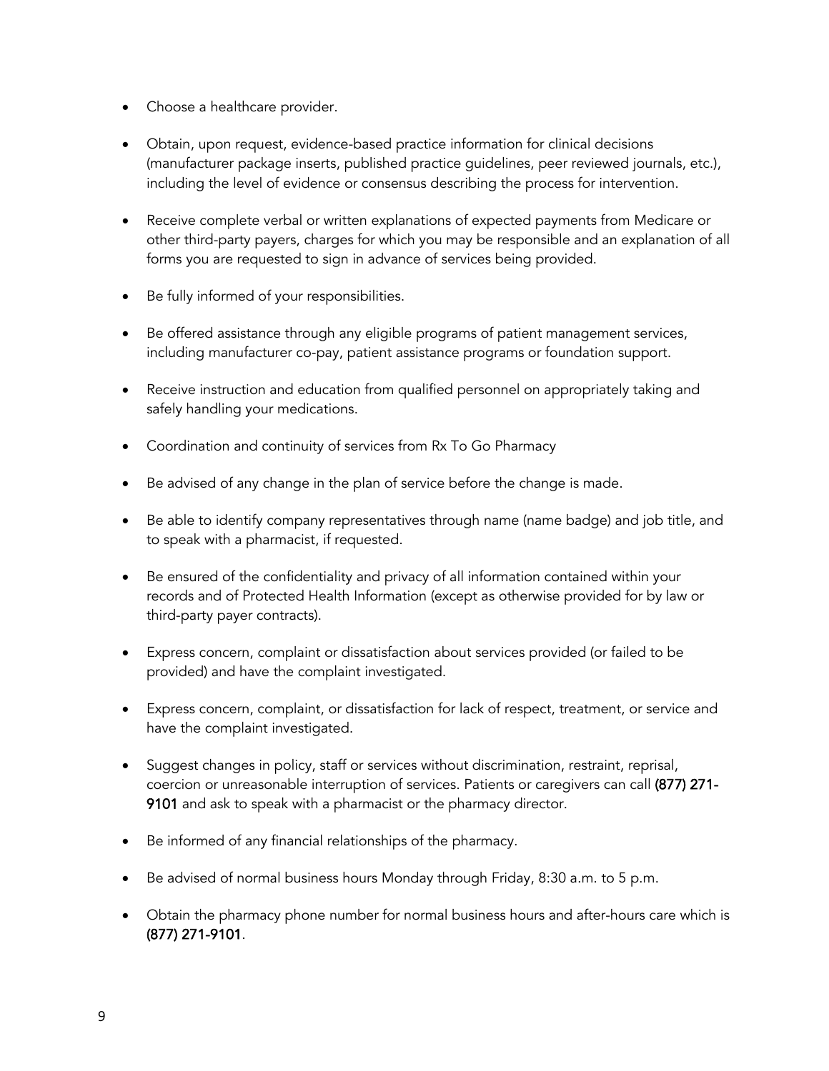- Choose a healthcare provider.
- Obtain, upon request, evidence-based practice information for clinical decisions (manufacturer package inserts, published practice guidelines, peer reviewed journals, etc.), including the level of evidence or consensus describing the process for intervention.
- Receive complete verbal or written explanations of expected payments from Medicare or other third-party payers, charges for which you may be responsible and an explanation of all forms you are requested to sign in advance of services being provided.
- Be fully informed of your responsibilities.
- Be offered assistance through any eligible programs of patient management services, including manufacturer co-pay, patient assistance programs or foundation support.
- Receive instruction and education from qualified personnel on appropriately taking and safely handling your medications.
- Coordination and continuity of services from Rx To Go Pharmacy
- Be advised of any change in the plan of service before the change is made.
- Be able to identify company representatives through name (name badge) and job title, and to speak with a pharmacist, if requested.
- Be ensured of the confidentiality and privacy of all information contained within your records and of Protected Health Information (except as otherwise provided for by law or third-party payer contracts).
- Express concern, complaint or dissatisfaction about services provided (or failed to be provided) and have the complaint investigated.
- Express concern, complaint, or dissatisfaction for lack of respect, treatment, or service and have the complaint investigated.
- Suggest changes in policy, staff or services without discrimination, restraint, reprisal, coercion or unreasonable interruption of services. Patients or caregivers can call **(877) 271-9101** and ask to speak with a pharmacist or the pharmacy director.
- Be informed of any financial relationships of the pharmacy.
- Be advised of normal business hours Monday through Friday, 8:30 a.m. to 5 p.m.
- Obtain the pharmacy phone number for normal business hours and after-hours care which is **(877) 271-9101**.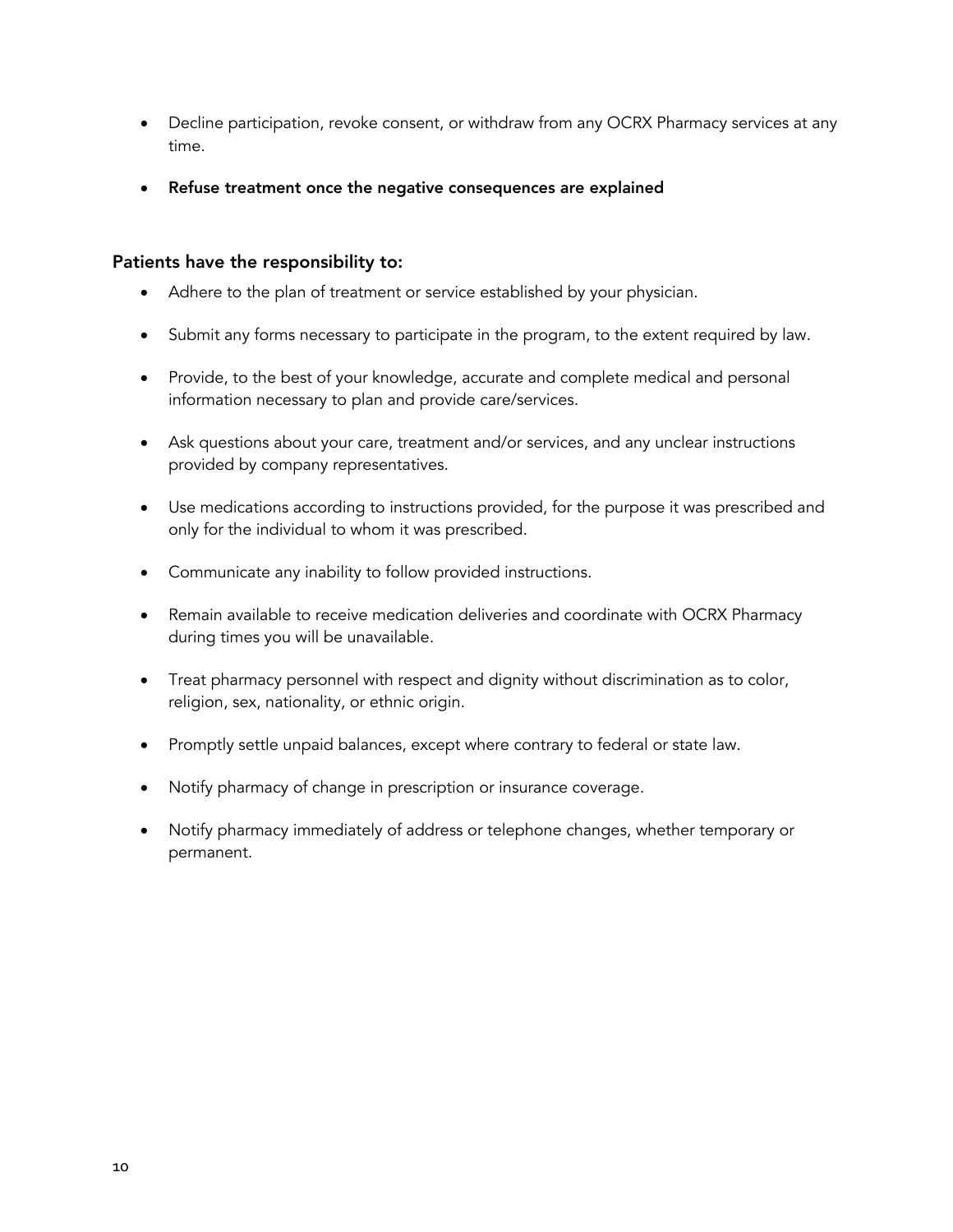- Decline participation, revoke consent, or withdraw from any OCRX Pharmacy services at any time.
- **Refuse treatment once the negative consequences are explained**

### Patients have the responsibility to:

- Adhere to the plan of treatment or service established by your physician.
- Submit any forms necessary to participate in the program, to the extent required by law.
- Provide, to the best of your knowledge, accurate and complete medical and personal information necessary to plan and provide care/services.
- Ask questions about your care, treatment and/or services, and any unclear instructions provided by company representatives.
- Use medications according to instructions provided, for the purpose it was prescribed and only for the individual to whom it was prescribed.
- Communicate any inability to follow provided instructions.
- Remain available to receive medication deliveries and coordinate with OCRX Pharmacy during times you will be unavailable.
- Treat pharmacy personnel with respect and dignity without discrimination as to color, religion, sex, nationality, or ethnic origin.
- Promptly settle unpaid balances, except where contrary to federal or state law.
- Notify pharmacy of change in prescription or insurance coverage.
- Notify pharmacy immediately of address or telephone changes, whether temporary or permanent.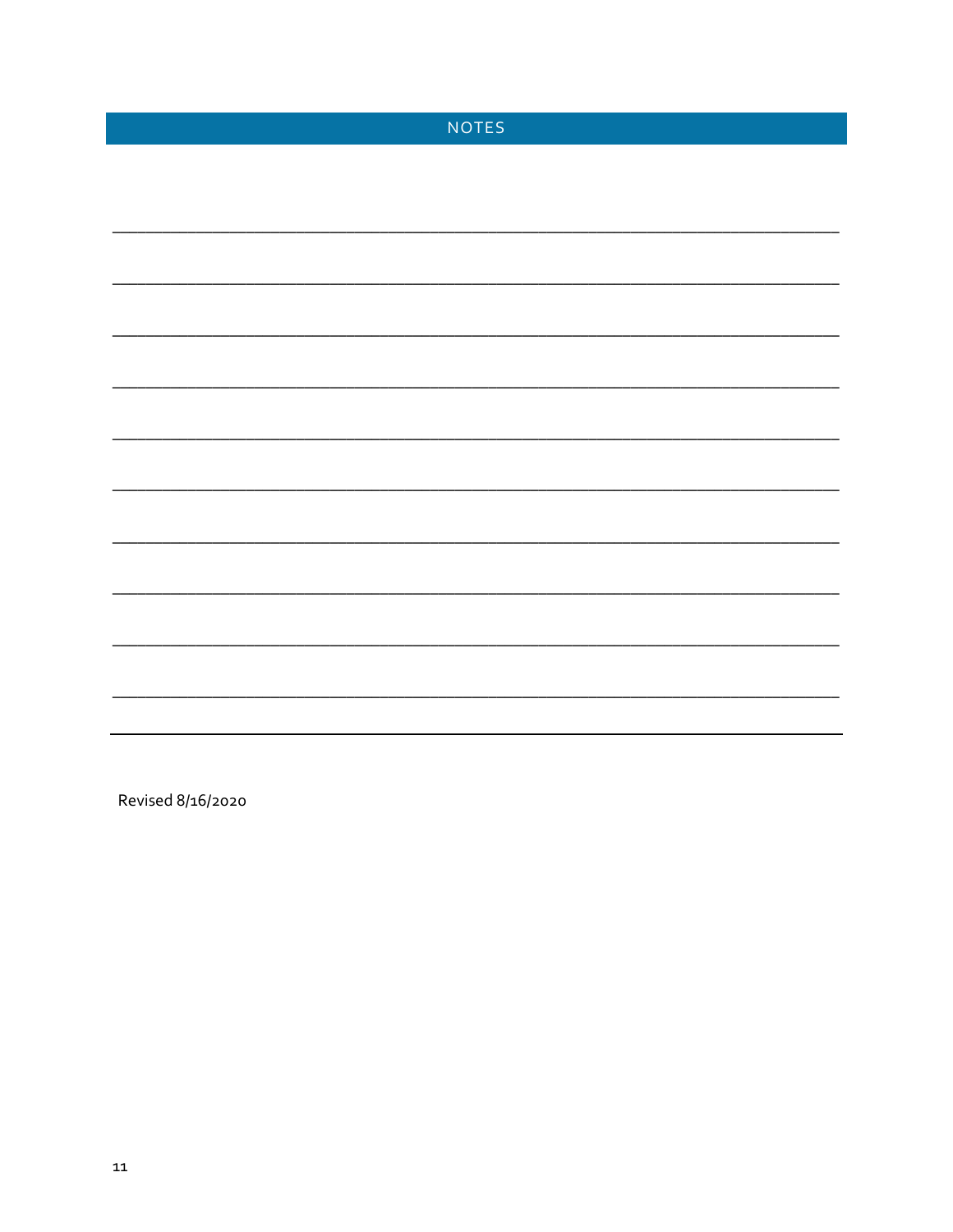## NOTES

\_\_\_\_\_\_\_\_\_\_\_\_\_\_\_\_\_\_\_\_\_\_\_\_\_\_\_\_\_\_\_\_\_\_\_\_\_\_\_\_\_\_\_\_\_\_\_\_\_\_\_\_\_\_\_\_\_\_\_\_\_\_\_\_\_\_\_\_\_\_\_\_\_\_\_\_\_\_

\_\_\_\_\_\_\_\_\_\_\_\_\_\_\_\_\_\_\_\_\_\_\_\_\_\_\_\_\_\_\_\_\_\_\_\_\_\_\_\_\_\_\_\_\_\_\_\_\_\_\_\_\_\_\_\_\_\_\_\_\_\_\_\_\_\_\_\_\_\_\_\_\_\_\_\_\_\_

\_\_\_\_\_\_\_\_\_\_\_\_\_\_\_\_\_\_\_\_\_\_\_\_\_\_\_\_\_\_\_\_\_\_\_\_\_\_\_\_\_\_\_\_\_\_\_\_\_\_\_\_\_\_\_\_\_\_\_\_\_\_\_\_\_\_\_\_\_\_\_\_\_\_\_\_\_\_

\_\_\_\_\_\_\_\_\_\_\_\_\_\_\_\_\_\_\_\_\_\_\_\_\_\_\_\_\_\_\_\_\_\_\_\_\_\_\_\_\_\_\_\_\_\_\_\_\_\_\_\_\_\_\_\_\_\_\_\_\_\_\_\_\_\_\_\_\_\_\_\_\_\_\_\_\_\_

\_\_\_\_\_\_\_\_\_\_\_\_\_\_\_\_\_\_\_\_\_\_\_\_\_\_\_\_\_\_\_\_\_\_\_\_\_\_\_\_\_\_\_\_\_\_\_\_\_\_\_\_\_\_\_\_\_\_\_\_\_\_\_\_\_\_\_\_\_\_\_\_\_\_\_\_\_\_

\_\_\_\_\_\_\_\_\_\_\_\_\_\_\_\_\_\_\_\_\_\_\_\_\_\_\_\_\_\_\_\_\_\_\_\_\_\_\_\_\_\_\_\_\_\_\_\_\_\_\_\_\_\_\_\_\_\_\_\_\_\_\_\_\_\_\_\_\_\_\_\_\_\_\_\_\_\_

\_\_\_\_\_\_\_\_\_\_\_\_\_\_\_\_\_\_\_\_\_\_\_\_\_\_\_\_\_\_\_\_\_\_\_\_\_\_\_\_\_\_\_\_\_\_\_\_\_\_\_\_\_\_\_\_\_\_\_\_\_\_\_\_\_\_\_\_\_\_\_\_\_\_\_\_\_\_

\_\_\_\_\_\_\_\_\_\_\_\_\_\_\_\_\_\_\_\_\_\_\_\_\_\_\_\_\_\_\_\_\_\_\_\_\_\_\_\_\_\_\_\_\_\_\_\_\_\_\_\_\_\_\_\_\_\_\_\_\_\_\_\_\_\_\_\_\_\_\_\_\_\_\_\_\_\_

\_\_\_\_\_\_\_\_\_\_\_\_\_\_\_\_\_\_\_\_\_\_\_\_\_\_\_\_\_\_\_\_\_\_\_\_\_\_\_\_\_\_\_\_\_\_\_\_\_\_\_\_\_\_\_\_\_\_\_\_\_\_\_\_\_\_\_\_\_\_\_\_\_\_\_\_\_\_

\_\_\_\_\_\_\_\_\_\_\_\_\_\_\_\_\_\_\_\_\_\_\_\_\_\_\_\_\_\_\_\_\_\_\_\_\_\_\_\_\_\_\_\_\_\_\_\_\_\_\_\_\_\_\_\_\_\_\_\_\_\_\_\_\_\_\_\_\_\_\_\_\_\_\_\_\_\_

---

Revised 8/16/2020